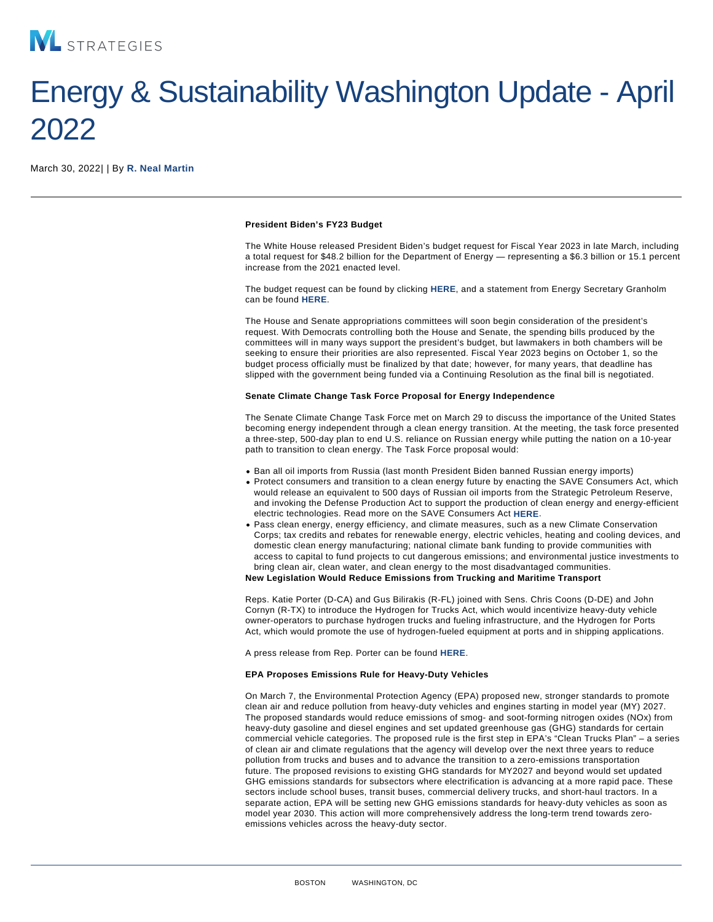ML STRATEGIES

# Energy & Sustainability Washington Update - April 2022

March 30, 2022| | By **R. Neal Martin**

**President Biden's FY23 Budget**

The White House released President Biden's budget request for Fiscal Year 2023 in late March, including a total request for $48.2 billion for the Department of Energy — representing a $6.3 billion or 15.1 percent increase from the 2021 enacted level.

The budget request can be found by clicking **HERE**, and a statement from Energy Secretary Granholm can be found **HERE**.

The House and Senate appropriations committees will soon begin consideration of the president's request. With Democrats controlling both the House and Senate, the spending bills produced by the committees will in many ways support the president's budget, but lawmakers in both chambers will be seeking to ensure their priorities are also represented. Fiscal Year 2023 begins on October 1, so the budget process officially must be finalized by that date; however, for many years, that deadline has slipped with the government being funded via a Continuing Resolution as the final bill is negotiated.

**Senate Climate Change Task Force Proposal for Energy Independence**

The Senate Climate Change Task Force met on March 29 to discuss the importance of the United States becoming energy independent through a clean energy transition. At the meeting, the task force presented a three-step, 500-day plan to end U.S. reliance on Russian energy while putting the nation on a 10-year path to transition to clean energy. The Task Force proposal would:

- Ban all oil imports from Russia (last month President Biden banned Russian energy imports)
- Protect consumers and transition to a clean energy future by enacting the SAVE Consumers Act, which would release an equivalent to 500 days of Russian oil imports from the Strategic Petroleum Reserve, and invoking the Defense Production Act to support the production of clean energy and energy-efficient electric technologies. Read more on the SAVE Consumers Act **HERE**.
- Pass clean energy, energy efficiency, and climate measures, such as a new Climate Conservation Corps; tax credits and rebates for renewable energy, electric vehicles, heating and cooling devices, and domestic clean energy manufacturing; national climate bank funding to provide communities with access to capital to fund projects to cut dangerous emissions; and environmental justice investments to bring clean air, clean water, and clean energy to the most disadvantaged communities.

**New Legislation Would Reduce Emissions from Trucking and Maritime Transport**

Reps. Katie Porter (D-CA) and Gus Bilirakis (R-FL) joined with Sens. Chris Coons (D-DE) and John Cornyn (R-TX) to introduce the Hydrogen for Trucks Act, which would incentivize heavy-duty vehicle owner-operators to purchase hydrogen trucks and fueling infrastructure, and the Hydrogen for Ports Act, which would promote the use of hydrogen-fueled equipment at ports and in shipping applications.

A press release from Rep. Porter can be found **HERE**.

**EPA Proposes Emissions Rule for Heavy-Duty Vehicles**

On March 7, the Environmental Protection Agency (EPA) proposed new, stronger standards to promote clean air and reduce pollution from heavy-duty vehicles and engines starting in model year (MY) 2027. The proposed standards would reduce emissions of smog- and soot-forming nitrogen oxides (NOx) from heavy-duty gasoline and diesel engines and set updated greenhouse gas (GHG) standards for certain commercial vehicle categories. The proposed rule is the first step in EPA's "Clean Trucks Plan" – a series of clean air and climate regulations that the agency will develop over the next three years to reduce pollution from trucks and buses and to advance the transition to a zero-emissions transportation future. The proposed revisions to existing GHG standards for MY2027 and beyond would set updated GHG emissions standards for subsectors where electrification is advancing at a more rapid pace. These sectors include school buses, transit buses, commercial delivery trucks, and short-haul tractors. In a separate action, EPA will be setting new GHG emissions standards for heavy-duty vehicles as soon as model year 2030. This action will more comprehensively address the long-term trend towards zero-emissions vehicles across the heavy-duty sector.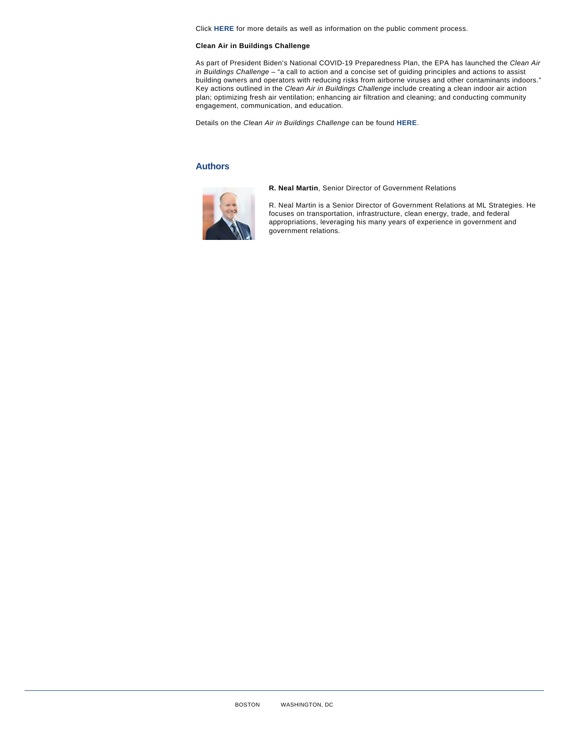Click **HERE** for more details as well as information on the public comment process.

**Clean Air in Buildings Challenge**

As part of President Biden's National COVID-19 Preparedness Plan, the EPA has launched the *Clean Air in Buildings Challenge* – "a call to action and a concise set of guiding principles and actions to assist building owners and operators with reducing risks from airborne viruses and other contaminants indoors." Key actions outlined in the *Clean Air in Buildings Challenge* include creating a clean indoor air action plan; optimizing fresh air ventilation; enhancing air filtration and cleaning; and conducting community engagement, communication, and education.

Details on the *Clean Air in Buildings Challenge* can be found **HERE**.

## Authors

**R. Neal Martin**, Senior Director of Government Relations

R. Neal Martin is a Senior Director of Government Relations at ML Strategies. He focuses on transportation, infrastructure, clean energy, trade, and federal appropriations, leveraging his many years of experience in government and government relations.